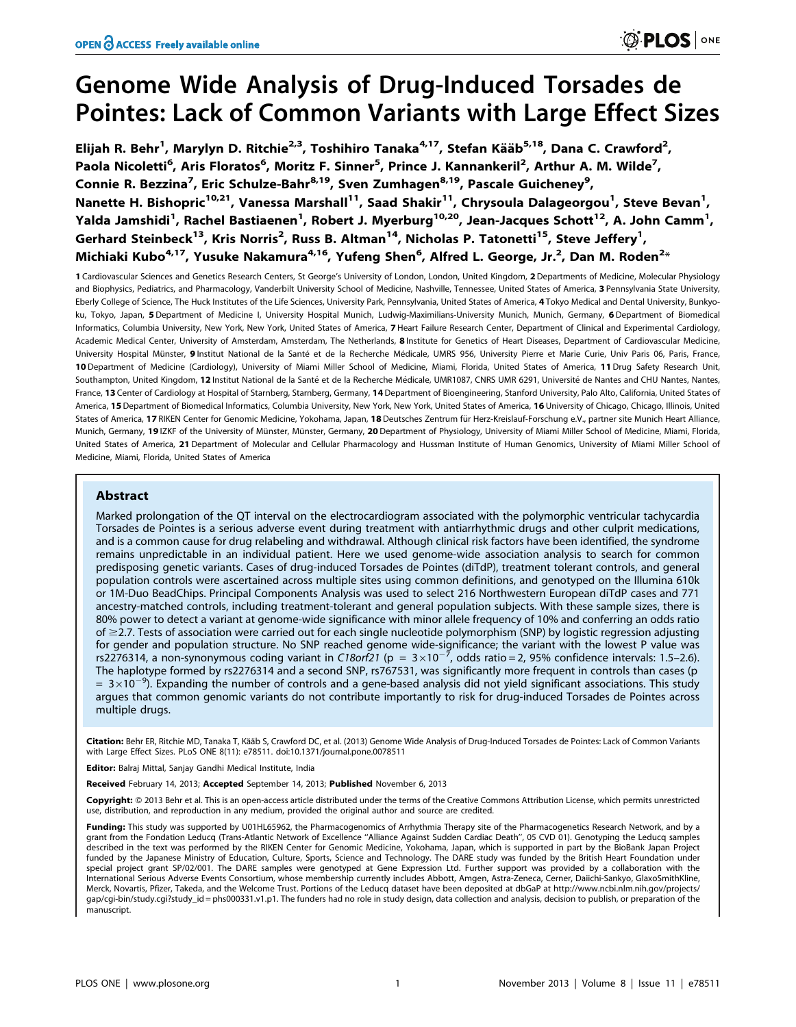# Genome Wide Analysis of Drug-Induced Torsades de Pointes: Lack of Common Variants with Large Effect Sizes

Elijah R. Behr[1], Marylyn D. Ritchie[2,3], Toshihiro Tanaka[4,17], Stefan Kääb[5,18], Dana C. Crawford[2], Paola Nicoletti[6], Aris Floratos[6], Moritz F. Sinner[5], Prince J. Kannankeril[2], Arthur A. M. Wilde[7], Connie R. Bezzina[7], Eric Schulze-Bahr[8,19], Sven Zumhagen[8,19], Pascale Guicheney[9], Nanette H. Bishopric[10,21], Vanessa Marshall[11], Saad Shakir[11], Chrysoula Dalageorgou[1], Steve Bevan[1], Yalda Jamshidi[1], Rachel Bastiaenen[1], Robert J. Myerburg[10,20], Jean-Jacques Schott[12], A. John Camm[1], Gerhard Steinbeck[13], Kris Norris[2], Russ B. Altman[14], Nicholas P. Tatonetti[15], Steve Jeffery[1], Michiaki Kubo[4,17], Yusuke Nakamura[4,16], Yufeng Shen[6], Alfred L. George, Jr.[2], Dan M. Roden[2]*

**1** Cardiovascular Sciences and Genetics Research Centers, St George's University of London, London, United Kingdom, **2** Departments of Medicine, Molecular Physiology and Biophysics, Pediatrics, and Pharmacology, Vanderbilt University School of Medicine, Nashville, Tennessee, United States of America, **3** Pennsylvania State University, Eberly College of Science, The Huck Institutes of the Life Sciences, University Park, Pennsylvania, United States of America, **4** Tokyo Medical and Dental University, Bunkyo-ku, Tokyo, Japan, **5** Department of Medicine I, University Hospital Munich, Ludwig-Maximilians-University Munich, Munich, Germany, **6** Department of Biomedical Informatics, Columbia University, New York, New York, United States of America, **7** Heart Failure Research Center, Department of Clinical and Experimental Cardiology, Academic Medical Center, University of Amsterdam, Amsterdam, The Netherlands, **8** Institute for Genetics of Heart Diseases, Department of Cardiovascular Medicine, University Hospital Münster, **9** Institut National de la Santé et de la Recherche Médicale, UMRS 956, University Pierre et Marie Curie, Univ Paris 06, Paris, France, **10** Department of Medicine (Cardiology), University of Miami Miller School of Medicine, Miami, Florida, United States of America, **11** Drug Safety Research Unit, Southampton, United Kingdom, **12** Institut National de la Santé et de la Recherche Médicale, UMR1087, CNRS UMR 6291, Université de Nantes and CHU Nantes, Nantes, France, **13** Center of Cardiology at Hospital of Starnberg, Starnberg, Germany, **14** Department of Bioengineering, Stanford University, Palo Alto, California, United States of America, **15** Department of Biomedical Informatics, Columbia University, New York, New York, United States of America, **16** University of Chicago, Chicago, Illinois, United States of America, **17** RIKEN Center for Genomic Medicine, Yokohama, Japan, **18** Deutsches Zentrum für Herz-Kreislauf-Forschung e.V., partner site Munich Heart Alliance, Munich, Germany, **19** IZKF of the University of Münster, Münster, Germany, **20** Department of Physiology, University of Miami Miller School of Medicine, Miami, Florida, United States of America, **21** Department of Molecular and Cellular Pharmacology and Hussman Institute of Human Genomics, University of Miami Miller School of Medicine, Miami, Florida, United States of America

## Abstract

Marked prolongation of the QT interval on the electrocardiogram associated with the polymorphic ventricular tachycardia Torsades de Pointes is a serious adverse event during treatment with antiarrhythmic drugs and other culprit medications, and is a common cause for drug relabeling and withdrawal. Although clinical risk factors have been identified, the syndrome remains unpredictable in an individual patient. Here we used genome-wide association analysis to search for common predisposing genetic variants. Cases of drug-induced Torsades de Pointes (diTdP), treatment tolerant controls, and general population controls were ascertained across multiple sites using common definitions, and genotyped on the Illumina 610k or 1M-Duo BeadChips. Principal Components Analysis was used to select 216 Northwestern European diTdP cases and 771 ancestry-matched controls, including treatment-tolerant and general population subjects. With these sample sizes, there is 80% power to detect a variant at genome-wide significance with minor allele frequency of 10% and conferring an odds ratio of ≥2.7. Tests of association were carried out for each single nucleotide polymorphism (SNP) by logistic regression adjusting for gender and population structure. No SNP reached genome wide-significance; the variant with the lowest P value was rs2276314, a non-synonymous coding variant in *C18orf21* ($p = 3\times10^{-7}$, odds ratio = 2, 95% confidence intervals: 1.5–2.6). The haplotype formed by rs2276314 and a second SNP, rs767531, was significantly more frequent in controls than cases ($p = 3\times10^{-9}$). Expanding the number of controls and a gene-based analysis did not yield significant associations. This study argues that common genomic variants do not contribute importantly to risk for drug-induced Torsades de Pointes across multiple drugs.

**Citation:** Behr ER, Ritchie MD, Tanaka T, Kääb S, Crawford DC, et al. (2013) Genome Wide Analysis of Drug-Induced Torsades de Pointes: Lack of Common Variants with Large Effect Sizes. PLoS ONE 8(11): e78511. doi:10.1371/journal.pone.0078511

**Editor:** Balraj Mittal, Sanjay Gandhi Medical Institute, India

**Received** February 14, 2013; **Accepted** September 14, 2013; **Published** November 6, 2013

**Copyright:** © 2013 Behr et al. This is an open-access article distributed under the terms of the Creative Commons Attribution License, which permits unrestricted use, distribution, and reproduction in any medium, provided the original author and source are credited.

**Funding:** This study was supported by U01HL65962, the Pharmacogenomics of Arrhythmia Therapy site of the Pharmacogenetics Research Network, and by a grant from the Fondation Leducq (Trans-Atlantic Network of Excellence "Alliance Against Sudden Cardiac Death", 05 CVD 01). Genotyping the Leducq samples described in the text was performed by the RIKEN Center for Genomic Medicine, Yokohama, Japan, which is supported in part by the BioBank Japan Project funded by the Japanese Ministry of Education, Culture, Sports, Science and Technology. The DARE study was funded by the British Heart Foundation under special project grant SP/02/001. The DARE samples were genotyped at Gene Expression Ltd. Further support was provided by a collaboration with the International Serious Adverse Events Consortium, whose membership currently includes Abbott, Amgen, Astra-Zeneca, Cerner, Daiichi-Sankyo, GlaxoSmithKline, Merck, Novartis, Pfizer, Takeda, and the Welcome Trust. Portions of the Leducq dataset have been deposited at dbGaP at http://www.ncbi.nlm.nih.gov/projects/gap/cgi-bin/study.cgi?study_id = phs000331.v1.p1. The funders had no role in study design, data collection and analysis, decision to publish, or preparation of the manuscript.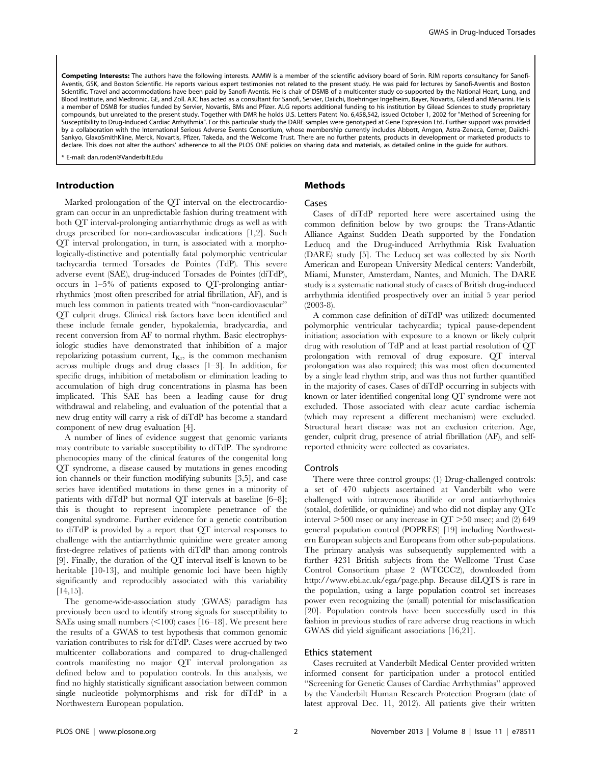**Competing Interests:** The authors have the following interests. AAMW is a member of the scientific advisory board of Sorin. RJM reports consultancy for Sanofi-Aventis, GSK, and Boston Scientific. He reports various expert testimonies not related to the present study. He was paid for lectures by Sanofi-Aventis and Boston Scientific. Travel and accommodations have been paid by Sanofi-Aventis. He is chair of DSMB of a multicenter study co-supported by the National Heart, Lung, and Blood Institute, and Medtronic, GE, and Zoll. AJC has acted as a consultant for Sanofi, Servier, Daiichi, Boehringer Ingelheim, Bayer, Novartis, Gilead and Menarini. He is a member of DSMB for studies funded by Servier, Novartis, BMs and Pfizer. ALG reports additional funding to his institution by Gilead Sciences to study proprietary compounds, but unrelated to the demonstrated study. Together with DMR he holds U.S. Letters Patent No. 6,458,542, issued October 1, 2002 for "Method of Screening for Susceptibility to Drug-Induced Cardiac Arrhythmia". For this particular study the DARE samples were genotyped at Gene Expression Ltd. Further support was provided by a collaboration with the International Serious Adverse Events Consortium, whose membership currently includes Abbott, Amgen, Astra-Zeneca, Cerner, Daiichi-Sankyo, GlaxoSmithKline, Merck, Novartis, Pfizer, Takeda, and the Welcome Trust. There are no further patents, products in development or marketed products to declare. This does not alter the authors' adherence to all the PLOS ONE policies on sharing data and materials, as detailed online in the guide for authors.

* E-mail: dan.roden@Vanderbilt.Edu

## Introduction

Marked prolongation of the QT interval on the electrocardiogram can occur in an unpredictable fashion during treatment with both QT interval-prolonging antiarrhythmic drugs as well as with drugs prescribed for non-cardiovascular indications [1,2]. Such QT interval prolongation, in turn, is associated with a morphologically-distinctive and potentially fatal polymorphic ventricular tachycardia termed Torsades de Pointes (TdP). This severe adverse event (SAE), drug-induced Torsades de Pointes (diTdP), occurs in 1–5% of patients exposed to QT-prolonging antiarrhythmics (most often prescribed for atrial fibrillation, AF), and is much less common in patients treated with "non-cardiovascular" QT culprit drugs. Clinical risk factors have been identified and these include female gender, hypokalemia, bradycardia, and recent conversion from AF to normal rhythm. Basic electrophysiologic studies have demonstrated that inhibition of a major repolarizing potassium current, $I_{Kr}$, is the common mechanism across multiple drugs and drug classes [1–3]. In addition, for specific drugs, inhibition of metabolism or elimination leading to accumulation of high drug concentrations in plasma has been implicated. This SAE has been a leading cause for drug withdrawal and relabeling, and evaluation of the potential that a new drug entity will carry a risk of diTdP has become a standard component of new drug evaluation [4].

A number of lines of evidence suggest that genomic variants may contribute to variable susceptibility to diTdP. The syndrome phenocopies many of the clinical features of the congenital long QT syndrome, a disease caused by mutations in genes encoding ion channels or their function modifying subunits [3,5], and case series have identified mutations in these genes in a minority of patients with diTdP but normal QT intervals at baseline [6–8]; this is thought to represent incomplete penetrance of the congenital syndrome. Further evidence for a genetic contribution to diTdP is provided by a report that QT interval responses to challenge with the antiarrhythmic quinidine were greater among first-degree relatives of patients with diTdP than among controls [9]. Finally, the duration of the QT interval itself is known to be heritable [10-13], and multiple genomic loci have been highly significantly and reproducibly associated with this variability [14,15].

The genome-wide-association study (GWAS) paradigm has previously been used to identify strong signals for susceptibility to SAEs using small numbers (<100) cases [16–18]. We present here the results of a GWAS to test hypothesis that common genomic variation contributes to risk for diTdP. Cases were accrued by two multicenter collaborations and compared to drug-challenged controls manifesting no major QT interval prolongation as defined below and to population controls. In this analysis, we find no highly statistically significant association between common single nucleotide polymorphisms and risk for diTdP in a Northwestern European population.

## Methods

### Cases

Cases of diTdP reported here were ascertained using the common definition below by two groups: the Trans-Atlantic Alliance Against Sudden Death supported by the Fondation Leducq and the Drug-induced Arrhythmia Risk Evaluation (DARE) study [5]. The Leducq set was collected by six North American and European University Medical centers: Vanderbilt, Miami, Munster, Amsterdam, Nantes, and Munich. The DARE study is a systematic national study of cases of British drug-induced arrhythmia identified prospectively over an initial 5 year period (2003-8).

A common case definition of diTdP was utilized: documented polymorphic ventricular tachycardia; typical pause-dependent initiation; association with exposure to a known or likely culprit drug with resolution of TdP and at least partial resolution of QT prolongation with removal of drug exposure. QT interval prolongation was also required; this was most often documented by a single lead rhythm strip, and was thus not further quantified in the majority of cases. Cases of diTdP occurring in subjects with known or later identified congenital long QT syndrome were not excluded. Those associated with clear acute cardiac ischemia (which may represent a different mechanism) were excluded. Structural heart disease was not an exclusion criterion. Age, gender, culprit drug, presence of atrial fibrillation (AF), and self-reported ethnicity were collected as covariates.

### Controls

There were three control groups: (1) Drug-challenged controls: a set of 470 subjects ascertained at Vanderbilt who were challenged with intravenous ibutilide or oral antiarrhythmics (sotalol, dofetilide, or quinidine) and who did not display any QTc interval >500 msec or any increase in QT >50 msec; and (2) 649 general population control (POPRES) [19] including Northwestern European subjects and Europeans from other sub-populations. The primary analysis was subsequently supplemented with a further 4231 British subjects from the Wellcome Trust Case Control Consortium phase 2 (WTCCC2), downloaded from http://www.ebi.ac.uk/ega/page.php. Because diLQTS is rare in the population, using a large population control set increases power even recognizing the (small) potential for misclassification [20]. Population controls have been successfully used in this fashion in previous studies of rare adverse drug reactions in which GWAS did yield significant associations [16,21].

### Ethics statement

Cases recruited at Vanderbilt Medical Center provided written informed consent for participation under a protocol entitled "Screening for Genetic Causes of Cardiac Arrhythmias" approved by the Vanderbilt Human Research Protection Program (date of latest approval Dec. 11, 2012). All patients give their written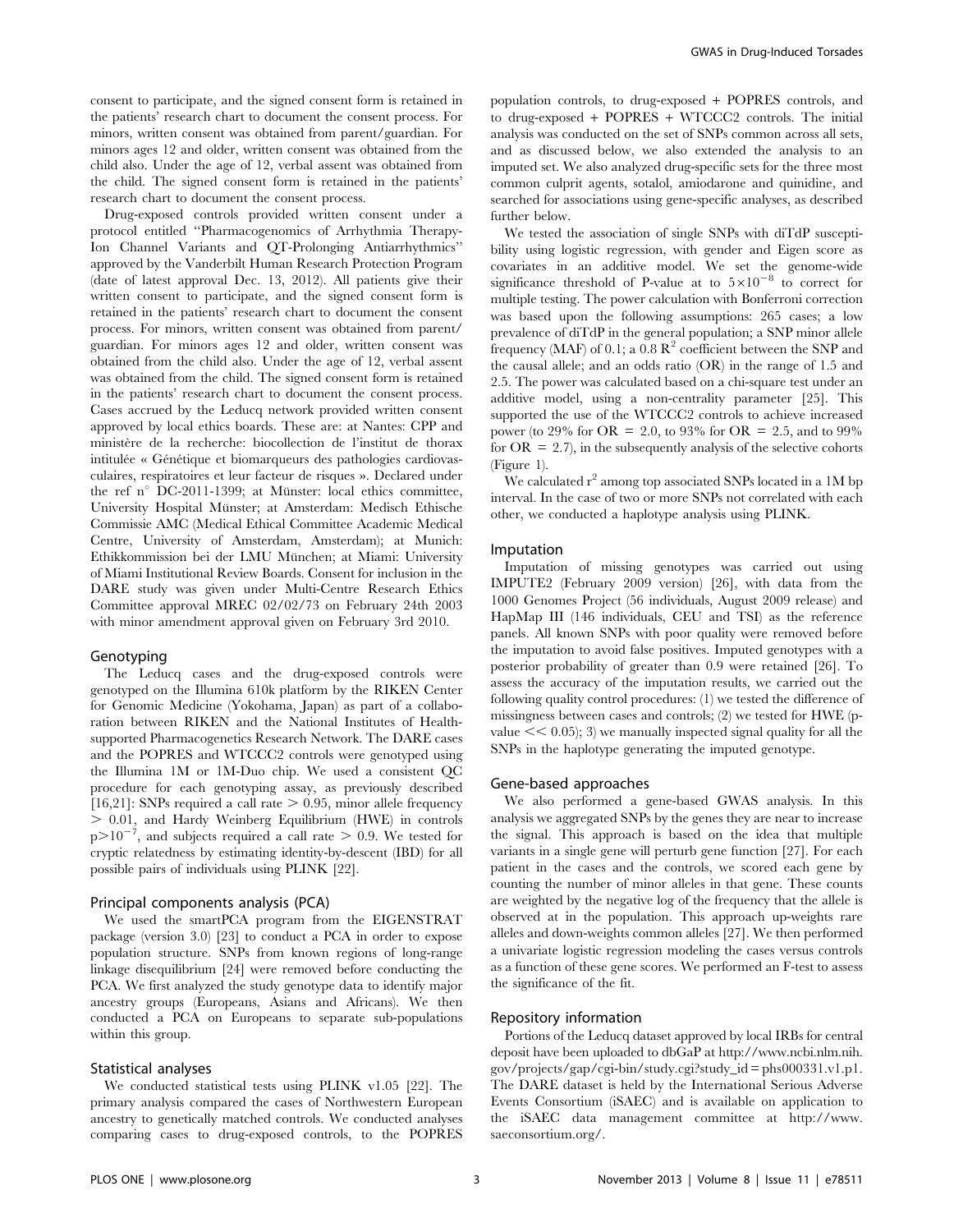consent to participate, and the signed consent form is retained in the patients' research chart to document the consent process. For minors, written consent was obtained from parent/guardian. For minors ages 12 and older, written consent was obtained from the child also. Under the age of 12, verbal assent was obtained from the child. The signed consent form is retained in the patients' research chart to document the consent process.

Drug-exposed controls provided written consent under a protocol entitled "Pharmacogenomics of Arrhythmia Therapy-Ion Channel Variants and QT-Prolonging Antiarrhythmics" approved by the Vanderbilt Human Research Protection Program (date of latest approval Dec. 13, 2012). All patients give their written consent to participate, and the signed consent form is retained in the patients' research chart to document the consent process. For minors, written consent was obtained from parent/guardian. For minors ages 12 and older, written consent was obtained from the child also. Under the age of 12, verbal assent was obtained from the child. The signed consent form is retained in the patients' research chart to document the consent process. Cases accrued by the Leducq network provided written consent approved by local ethics boards. These are: at Nantes: CPP and ministère de la recherche: biocollection de l'institut de thorax intitulée « Génétique et biomarqueurs des pathologies cardiovasculaires, respiratoires et leur facteur de risques ». Declared under the ref n° DC-2011-1399; at Münster: local ethics committee, University Hospital Münster; at Amsterdam: Medisch Ethische Commissie AMC (Medical Ethical Committee Academic Medical Centre, University of Amsterdam, Amsterdam); at Munich: Ethikkommission bei der LMU München; at Miami: University of Miami Institutional Review Boards. Consent for inclusion in the DARE study was given under Multi-Centre Research Ethics Committee approval MREC 02/02/73 on February 24th 2003 with minor amendment approval given on February 3rd 2010.

### Genotyping

The Leducq cases and the drug-exposed controls were genotyped on the Illumina 610k platform by the RIKEN Center for Genomic Medicine (Yokohama, Japan) as part of a collaboration between RIKEN and the National Institutes of Health-supported Pharmacogenetics Research Network. The DARE cases and the POPRES and WTCCC2 controls were genotyped using the Illumina 1M or 1M-Duo chip. We used a consistent QC procedure for each genotyping assay, as previously described [16,21]: SNPs required a call rate $> 0.95$, minor allele frequency $> 0.01$, and Hardy Weinberg Equilibrium (HWE) in controls $p > 10^{-7}$, and subjects required a call rate $> 0.9$. We tested for cryptic relatedness by estimating identity-by-descent (IBD) for all possible pairs of individuals using PLINK [22].

### Principal components analysis (PCA)

We used the smartPCA program from the EIGENSTRAT package (version 3.0) [23] to conduct a PCA in order to expose population structure. SNPs from known regions of long-range linkage disequilibrium [24] were removed before conducting the PCA. We first analyzed the study genotype data to identify major ancestry groups (Europeans, Asians and Africans). We then conducted a PCA on Europeans to separate sub-populations within this group.

### Statistical analyses

We conducted statistical tests using PLINK v1.05 [22]. The primary analysis compared the cases of Northwestern European ancestry to genetically matched controls. We conducted analyses comparing cases to drug-exposed controls, to the POPRES population controls, to drug-exposed + POPRES controls, and to drug-exposed + POPRES + WTCCC2 controls. The initial analysis was conducted on the set of SNPs common across all sets, and as discussed below, we also extended the analysis to an imputed set. We also analyzed drug-specific sets for the three most common culprit agents, sotalol, amiodarone and quinidine, and searched for associations using gene-specific analyses, as described further below.

We tested the association of single SNPs with diTdP susceptibility using logistic regression, with gender and Eigen score as covariates in an additive model. We set the genome-wide significance threshold of P-value at to $5\times10^{-8}$ to correct for multiple testing. The power calculation with Bonferroni correction was based upon the following assumptions: 265 cases; a low prevalence of diTdP in the general population; a SNP minor allele frequency (MAF) of 0.1; a 0.8 $R^2$ coefficient between the SNP and the causal allele; and an odds ratio (OR) in the range of 1.5 and 2.5. The power was calculated based on a chi-square test under an additive model, using a non-centrality parameter [25]. This supported the use of the WTCCC2 controls to achieve increased power (to 29% for OR = 2.0, to 93% for OR = 2.5, and to 99% for OR = 2.7), in the subsequently analysis of the selective cohorts (Figure 1).

We calculated $r^2$ among top associated SNPs located in a 1M bp interval. In the case of two or more SNPs not correlated with each other, we conducted a haplotype analysis using PLINK.

### Imputation

Imputation of missing genotypes was carried out using IMPUTE2 (February 2009 version) [26], with data from the 1000 Genomes Project (56 individuals, August 2009 release) and HapMap III (146 individuals, CEU and TSI) as the reference panels. All known SNPs with poor quality were removed before the imputation to avoid false positives. Imputed genotypes with a posterior probability of greater than 0.9 were retained [26]. To assess the accuracy of the imputation results, we carried out the following quality control procedures: (1) we tested the difference of missingness between cases and controls; (2) we tested for HWE (p-value $\ll 0.05$); 3) we manually inspected signal quality for all the SNPs in the haplotype generating the imputed genotype.

### Gene-based approaches

We also performed a gene-based GWAS analysis. In this analysis we aggregated SNPs by the genes they are near to increase the signal. This approach is based on the idea that multiple variants in a single gene will perturb gene function [27]. For each patient in the cases and the controls, we scored each gene by counting the number of minor alleles in that gene. These counts are weighted by the negative log of the frequency that the allele is observed at in the population. This approach up-weights rare alleles and down-weights common alleles [27]. We then performed a univariate logistic regression modeling the cases versus controls as a function of these gene scores. We performed an F-test to assess the significance of the fit.

### Repository information

Portions of the Leducq dataset approved by local IRBs for central deposit have been uploaded to dbGaP at http://www.ncbi.nlm.nih.gov/projects/gap/cgi-bin/study.cgi?study_id=phs000331.v1.p1. The DARE dataset is held by the International Serious Adverse Events Consortium (iSAEC) and is available on application to the iSAEC data management committee at http://www.saeconsortium.org/.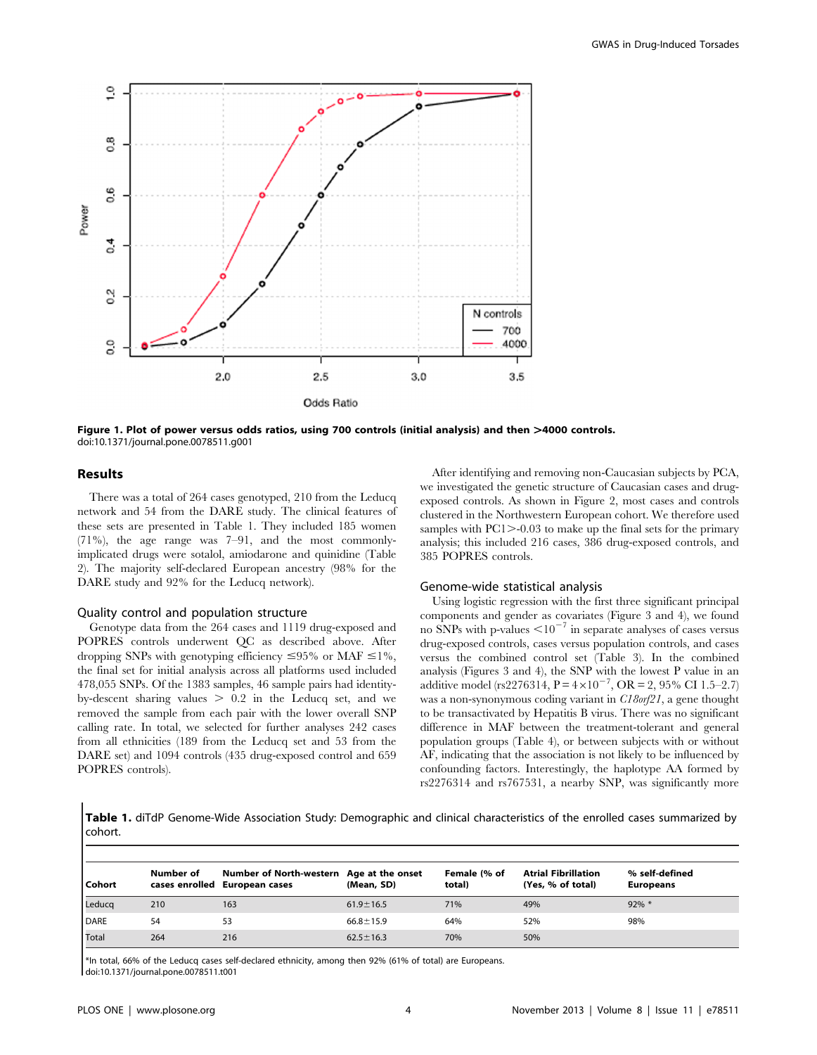**Figure 1. Plot of power versus odds ratios, using 700 controls (initial analysis) and then >4000 controls.**
doi:10.1371/journal.pone.0078511.g001

## Results

There was a total of 264 cases genotyped, 210 from the Leducq network and 54 from the DARE study. The clinical features of these sets are presented in Table 1. They included 185 women (71%), the age range was 7–91, and the most commonly-implicated drugs were sotalol, amiodarone and quinidine (Table 2). The majority self-declared European ancestry (98% for the DARE study and 92% for the Leducq network).

### Quality control and population structure

Genotype data from the 264 cases and 1119 drug-exposed and POPRES controls underwent QC as described above. After dropping SNPs with genotyping efficiency $\leq$95% or MAF $\leq$1%, the final set for initial analysis across all platforms used included 478,055 SNPs. Of the 1383 samples, 46 sample pairs had identity-by-descent sharing values $>$ 0.2 in the Leducq set, and we removed the sample from each pair with the lower overall SNP calling rate. In total, we selected for further analyses 242 cases from all ethnicities (189 from the Leducq set and 53 from the DARE set) and 1094 controls (435 drug-exposed control and 659 POPRES controls).

After identifying and removing non-Caucasian subjects by PCA, we investigated the genetic structure of Caucasian cases and drug-exposed controls. As shown in Figure 2, most cases and controls clustered in the Northwestern European cohort. We therefore used samples with PC1>-0.03 to make up the final sets for the primary analysis; this included 216 cases, 386 drug-exposed controls, and 385 POPRES controls.

### Genome-wide statistical analysis

Using logistic regression with the first three significant principal components and gender as covariates (Figure 3 and 4), we found no SNPs with p-values $<10^{-7}$ in separate analyses of cases versus drug-exposed controls, cases versus population controls, and cases versus the combined control set (Table 3). In the combined analysis (Figures 3 and 4), the SNP with the lowest P value in an additive model (rs2276314, $P = 4\times10^{-7}$, OR = 2, 95% CI 1.5–2.7) was a non-synonymous coding variant in *C18orf21*, a gene thought to be transactivated by Hepatitis B virus. There was no significant difference in MAF between the treatment-tolerant and general population groups (Table 4), or between subjects with or without AF, indicating that the association is not likely to be influenced by confounding factors. Interestingly, the haplotype AA formed by rs2276314 and rs767531, a nearby SNP, was significantly more

**Table 1.** diTdP Genome-Wide Association Study: Demographic and clinical characteristics of the enrolled cases summarized by cohort.

| Cohort | Number of cases enrolled | Number of North-western European cases | Age at the onset (Mean, SD) | Female (% of total) | Atrial Fibrillation (Yes, % of total) | % self-defined Europeans |
|---|---|---|---|---|---|---|
| Leducq | 210 | 163 | 61.9±16.5 | 71% | 49% | 92% * |
| DARE | 54 | 53 | 66.8±15.9 | 64% | 52% | 98% |
| Total | 264 | 216 | 62.5±16.3 | 70% | 50% | |

*In total, 66% of the Leducq cases self-declared ethnicity, among then 92% (61% of total) are Europeans.
doi:10.1371/journal.pone.0078511.t001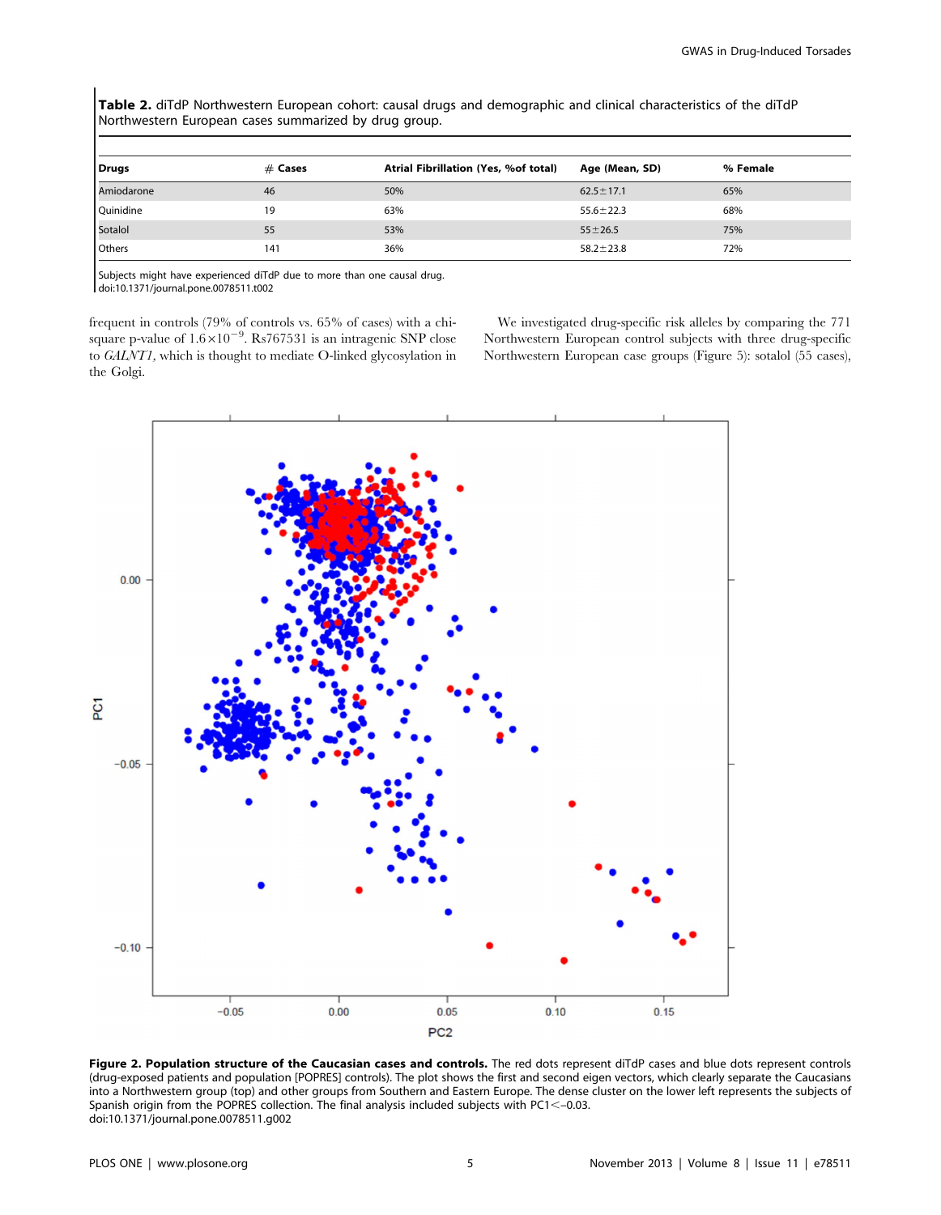**Table 2.** diTdP Northwestern European cohort: causal drugs and demographic and clinical characteristics of the diTdP Northwestern European cases summarized by drug group.

| Drugs | # Cases | Atrial Fibrillation (Yes, %of total) | Age (Mean, SD) | % Female |
|---|---|---|---|---|
| Amiodarone | 46 | 50% | 62.5±17.1 | 65% |
| Quinidine | 19 | 63% | 55.6±22.3 | 68% |
| Sotalol | 55 | 53% | 55±26.5 | 75% |
| Others | 141 | 36% | 58.2±23.8 | 72% |

Subjects might have experienced diTdP due to more than one causal drug.
doi:10.1371/journal.pone.0078511.t002

frequent in controls (79% of controls vs. 65% of cases) with a chi-square p-value of $1.6 \times 10^{-9}$. Rs767531 is an intragenic SNP close to *GALNT1*, which is thought to mediate O-linked glycosylation in the Golgi.

We investigated drug-specific risk alleles by comparing the 771 Northwestern European control subjects with three drug-specific Northwestern European case groups (Figure 5): sotalol (55 cases),

**Figure 2. Population structure of the Caucasian cases and controls.** The red dots represent diTdP cases and blue dots represent controls (drug-exposed patients and population [POPRES] controls). The plot shows the first and second eigen vectors, which clearly separate the Caucasians into a Northwestern group (top) and other groups from Southern and Eastern Europe. The dense cluster on the lower left represents the subjects of Spanish origin from the POPRES collection. The final analysis included subjects with PC1<−0.03.
doi:10.1371/journal.pone.0078511.g002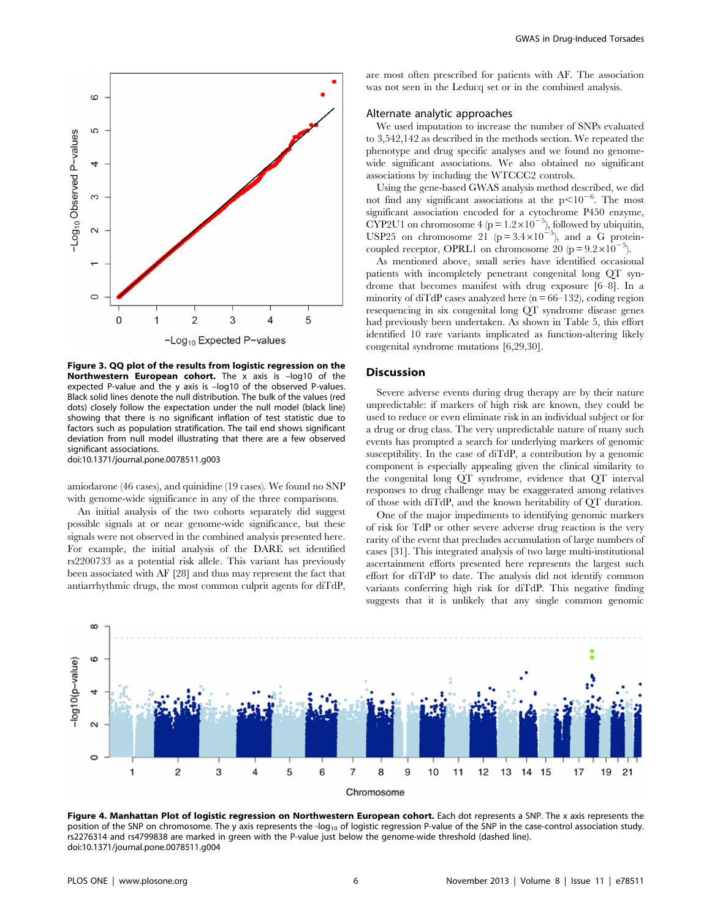**Figure 3. QQ plot of the results from logistic regression on the Northwestern European cohort.** The x axis is –log10 of the expected P-value and the y axis is –log10 of the observed P-values. Black solid lines denote the null distribution. The bulk of the values (red dots) closely follow the expectation under the null model (black line) showing that there is no significant inflation of test statistic due to factors such as population stratification. The tail end shows significant deviation from null model illustrating that there are a few observed significant associations.
doi:10.1371/journal.pone.0078511.g003

amiodarone (46 cases), and quinidine (19 cases). We found no SNP with genome-wide significance in any of the three comparisons.

An initial analysis of the two cohorts separately did suggest possible signals at or near genome-wide significance, but these signals were not observed in the combined analysis presented here. For example, the initial analysis of the DARE set identified rs2200733 as a potential risk allele. This variant has previously been associated with AF [28] and thus may represent the fact that antiarrhythmic drugs, the most common culprit agents for diTdP, are most often prescribed for patients with AF. The association was not seen in the Leducq set or in the combined analysis.

### Alternate analytic approaches

We used imputation to increase the number of SNPs evaluated to 3,542,142 as described in the methods section. We repeated the phenotype and drug specific analyses and we found no genome-wide significant associations. We also obtained no significant associations by including the WTCCC2 controls.

Using the gene-based GWAS analysis method described, we did not find any significant associations at the $p<10^{-6}$. The most significant association encoded for a cytochrome P450 enzyme, CYP2U1 on chromosome 4 ($p=1.2\times10^{-5}$), followed by ubiquitin, USP25 on chromosome 21 ($p=3.4\times10^{-5}$), and a G protein-coupled receptor, OPRL1 on chromosome 20 ($p=9.2\times10^{-5}$).

As mentioned above, small series have identified occasional patients with incompletely penetrant congenital long QT syndrome that becomes manifest with drug exposure [6–8]. In a minority of diTdP cases analyzed here (n = 66–132), coding region resequencing in six congenital long QT syndrome disease genes had previously been undertaken. As shown in Table 5, this effort identified 10 rare variants implicated as function-altering likely congenital syndrome mutations [6,29,30].

## Discussion

Severe adverse events during drug therapy are by their nature unpredictable: if markers of high risk are known, they could be used to reduce or even eliminate risk in an individual subject or for a drug or drug class. The very unpredictable nature of many such events has prompted a search for underlying markers of genomic susceptibility. In the case of diTdP, a contribution by a genomic component is especially appealing given the clinical similarity to the congenital long QT syndrome, evidence that QT interval responses to drug challenge may be exaggerated among relatives of those with diTdP, and the known heritability of QT duration.

One of the major impediments to identifying genomic markers of risk for TdP or other severe adverse drug reaction is the very rarity of the event that precludes accumulation of large numbers of cases [31]. This integrated analysis of two large multi-institutional ascertainment efforts presented here represents the largest such effort for diTdP to date. The analysis did not identify common variants conferring high risk for diTdP. This negative finding suggests that it is unlikely that any single common genomic

**Figure 4. Manhattan Plot of logistic regression on Northwestern European cohort.** Each dot represents a SNP. The x axis represents the position of the SNP on chromosome. The y axis represents the -log$_{10}$ of logistic regression P-value of the SNP in the case-control association study. rs2276314 and rs4799838 are marked in green with the P-value just below the genome-wide threshold (dashed line).
doi:10.1371/journal.pone.0078511.g004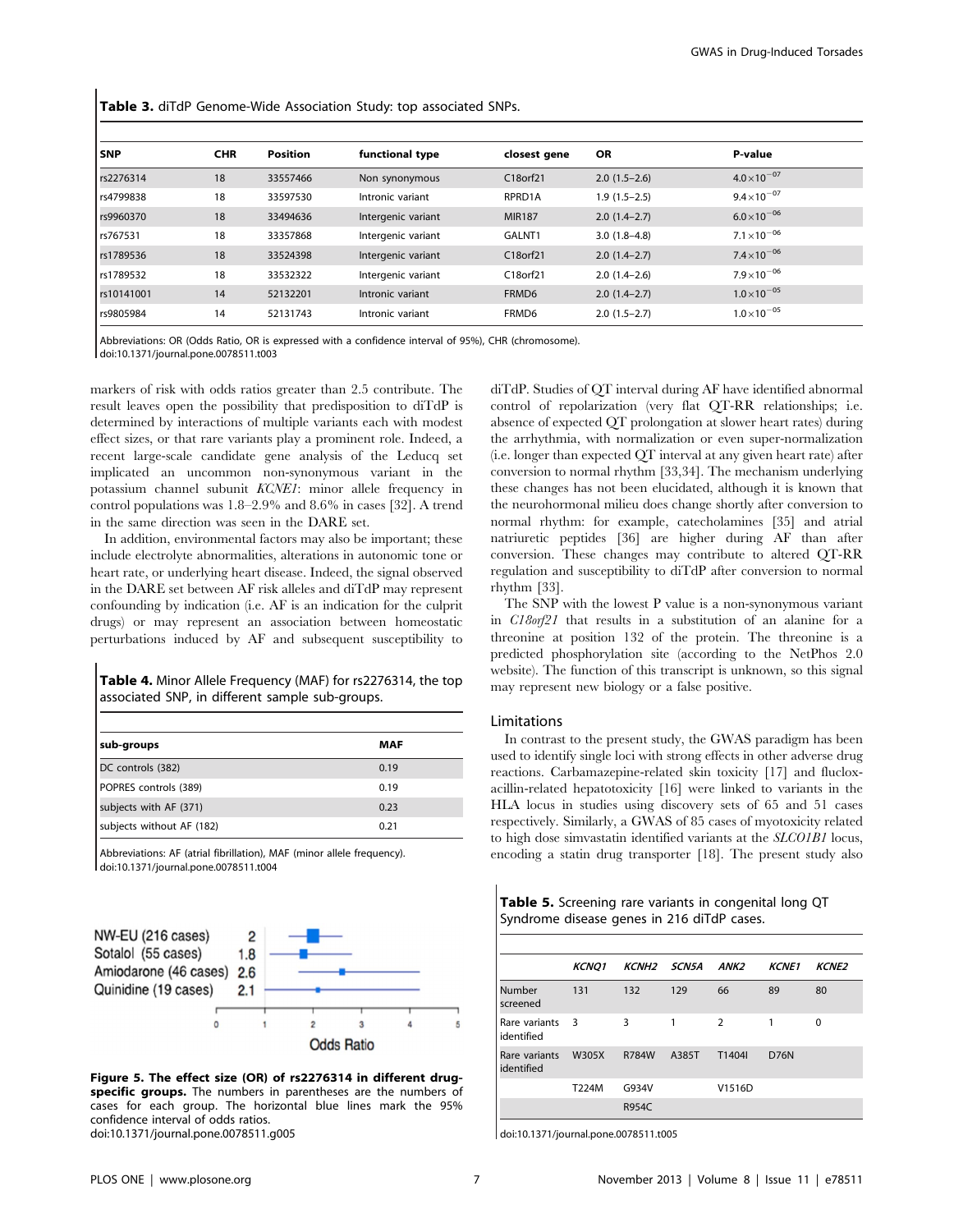**Table 3.** diTdP Genome-Wide Association Study: top associated SNPs.

| SNP | CHR | Position | functional type | closest gene | OR | P-value |
|---|---|---|---|---|---|---|
| rs2276314 | 18 | 33557466 | Non synonymous | C18orf21 | 2.0 (1.5–2.6) | $4.0\times10^{-07}$ |
| rs4799838 | 18 | 33597530 | Intronic variant | RPRD1A | 1.9 (1.5–2.5) | $9.4\times10^{-07}$ |
| rs9960370 | 18 | 33494636 | Intergenic variant | MIR187 | 2.0 (1.4–2.7) | $6.0\times10^{-06}$ |
| rs767531 | 18 | 33357868 | Intergenic variant | GALNT1 | 3.0 (1.8–4.8) | $7.1\times10^{-06}$ |
| rs1789536 | 18 | 33524398 | Intergenic variant | C18orf21 | 2.0 (1.4–2.7) | $7.4\times10^{-06}$ |
| rs1789532 | 18 | 33532322 | Intergenic variant | C18orf21 | 2.0 (1.4–2.6) | $7.9\times10^{-06}$ |
| rs10141001 | 14 | 52132201 | Intronic variant | FRMD6 | 2.0 (1.4–2.7) | $1.0\times10^{-05}$ |
| rs9805984 | 14 | 52131743 | Intronic variant | FRMD6 | 2.0 (1.5–2.7) | $1.0\times10^{-05}$ |

Abbreviations: OR (Odds Ratio, OR is expressed with a confidence interval of 95%), CHR (chromosome).
doi:10.1371/journal.pone.0078511.t003

markers of risk with odds ratios greater than 2.5 contribute. The result leaves open the possibility that predisposition to diTdP is determined by interactions of multiple variants each with modest effect sizes, or that rare variants play a prominent role. Indeed, a recent large-scale candidate gene analysis of the Leducq set implicated an uncommon non-synonymous variant in the potassium channel subunit *KCNE1*: minor allele frequency in control populations was 1.8–2.9% and 8.6% in cases [32]. A trend in the same direction was seen in the DARE set.

In addition, environmental factors may also be important; these include electrolyte abnormalities, alterations in autonomic tone or heart rate, or underlying heart disease. Indeed, the signal observed in the DARE set between AF risk alleles and diTdP may represent confounding by indication (i.e. AF is an indication for the culprit drugs) or may represent an association between homeostatic perturbations induced by AF and subsequent susceptibility to diTdP. Studies of QT interval during AF have identified abnormal control of repolarization (very flat QT-RR relationships; i.e. absence of expected QT prolongation at slower heart rates) during the arrhythmia, with normalization or even super-normalization (i.e. longer than expected QT interval at any given heart rate) after conversion to normal rhythm [33,34]. The mechanism underlying these changes has not been elucidated, although it is known that the neurohormonal milieu does change shortly after conversion to normal rhythm: for example, catecholamines [35] and atrial natriuretic peptides [36] are higher during AF than after conversion. These changes may contribute to altered QT-RR regulation and susceptibility to diTdP after conversion to normal rhythm [33].

The SNP with the lowest P value is a non-synonymous variant in *C18orf21* that results in a substitution of an alanine for a threonine at position 132 of the protein. The threonine is a predicted phosphorylation site (according to the NetPhos 2.0 website). The function of this transcript is unknown, so this signal may represent new biology or a false positive.

**Table 4.** Minor Allele Frequency (MAF) for rs2276314, the top associated SNP, in different sample sub-groups.

| sub-groups | MAF |
|---|---|
| DC controls (382) | 0.19 |
| POPRES controls (389) | 0.19 |
| subjects with AF (371) | 0.23 |
| subjects without AF (182) | 0.21 |

Abbreviations: AF (atrial fibrillation), MAF (minor allele frequency).
doi:10.1371/journal.pone.0078511.t004

| Group | OR |
|---|---|
| NW-EU (216 cases) | 2 |
| Sotalol (55 cases) | 1.8 |
| Amiodarone (46 cases) | 2.6 |
| Quinidine (19 cases) | 2.1 |

**Figure 5. The effect size (OR) of rs2276314 in different drug-specific groups.** The numbers in parentheses are the numbers of cases for each group. The horizontal blue lines mark the 95% confidence interval of odds ratios.
doi:10.1371/journal.pone.0078511.g005

## Limitations

In contrast to the present study, the GWAS paradigm has been used to identify single loci with strong effects in other adverse drug reactions. Carbamazepine-related skin toxicity [17] and flucloxacillin-related hepatotoxicity [16] were linked to variants in the HLA locus in studies using discovery sets of 65 and 51 cases respectively. Similarly, a GWAS of 85 cases of myotoxicity related to high dose simvastatin identified variants at the *SLCO1B1* locus, encoding a statin drug transporter [18]. The present study also

**Table 5.** Screening rare variants in congenital long QT Syndrome disease genes in 216 diTdP cases.

| | *KCNQ1* | *KCNH2* | *SCN5A* | *ANK2* | *KCNE1* | *KCNE2* |
|---|---|---|---|---|---|---|
| Number screened | 131 | 132 | 129 | 66 | 89 | 80 |
| Rare variants identified | 3 | 3 | 1 | 2 | 1 | 0 |
| Rare variants identified | W305X | R784W | A385T | T1404I | D76N | |
| | T224M | G934V | | V1516D | | |
| | | R954C | | | | |

doi:10.1371/journal.pone.0078511.t005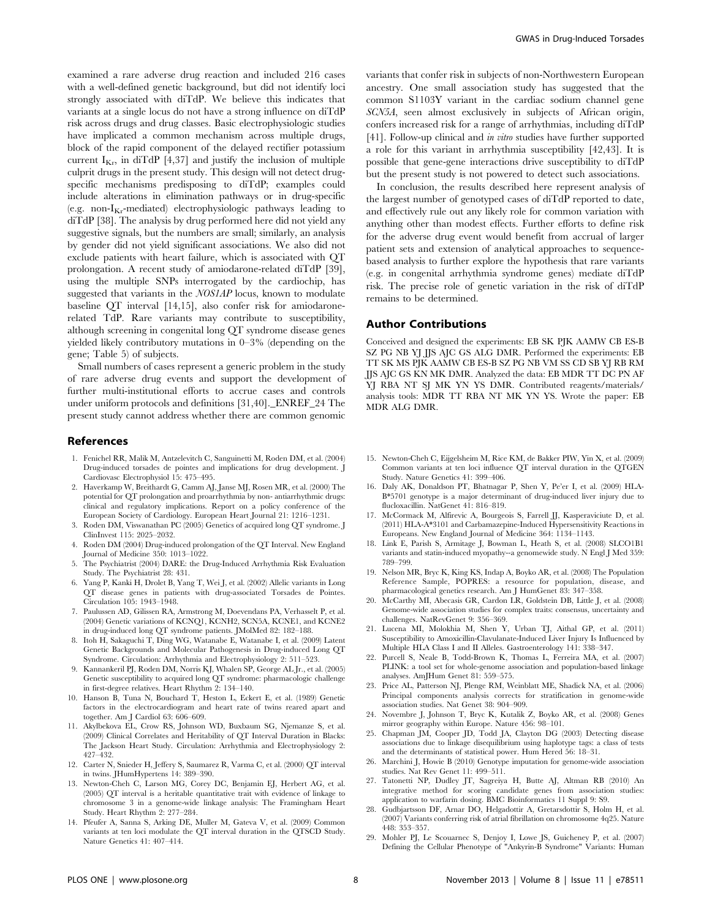examined a rare adverse drug reaction and included 216 cases with a well-defined genetic background, but did not identify loci strongly associated with diTdP. We believe this indicates that variants at a single locus do not have a strong influence on diTdP risk across drugs and drug classes. Basic electrophysiologic studies have implicated a common mechanism across multiple drugs, block of the rapid component of the delayed rectifier potassium current $I_{Kr}$, in diTdP [4,37] and justify the inclusion of multiple culprit drugs in the present study. This design will not detect drug-specific mechanisms predisposing to diTdP; examples could include alterations in elimination pathways or in drug-specific (e.g. non-$I_{Kr}$-mediated) electrophysiologic pathways leading to diTdP [38]. The analysis by drug performed here did not yield any suggestive signals, but the numbers are small; similarly, an analysis by gender did not yield significant associations. We also did not exclude patients with heart failure, which is associated with QT prolongation. A recent study of amiodarone-related diTdP [39], using the multiple SNPs interrogated by the cardiochip, has suggested that variants in the *NOS1AP* locus, known to modulate baseline QT interval [14,15], also confer risk for amiodarone-related TdP. Rare variants may contribute to susceptibility, although screening in congenital long QT syndrome disease genes yielded likely contributory mutations in 0–3% (depending on the gene; Table 5) of subjects.

Small numbers of cases represent a generic problem in the study of rare adverse drug events and support the development of further multi-institutional efforts to accrue cases and controls under uniform protocols and definitions [31,40]._ENREF_24 The present study cannot address whether there are common genomic variants that confer risk in subjects of non-Northwestern European ancestry. One small association study has suggested that the common S1103Y variant in the cardiac sodium channel gene *SCN5A*, seen almost exclusively in subjects of African origin, confers increased risk for a range of arrhythmias, including diTdP [41]. Follow-up clinical and *in vitro* studies have further supported a role for this variant in arrhythmia susceptibility [42,43]. It is possible that gene-gene interactions drive susceptibility to diTdP but the present study is not powered to detect such associations.

In conclusion, the results described here represent analysis of the largest number of genotyped cases of diTdP reported to date, and effectively rule out any likely role for common variation with anything other than modest effects. Further efforts to define risk for the adverse drug event would benefit from accrual of larger patient sets and extension of analytical approaches to sequence-based analysis to further explore the hypothesis that rare variants (e.g. in congenital arrhythmia syndrome genes) mediate diTdP risk. The precise role of genetic variation in the risk of diTdP remains to be determined.

## Author Contributions

Conceived and designed the experiments: EB SK PJK AAMW CB ES-B SZ PG NB YJ JJS AJC GS ALG DMR. Performed the experiments: EB TT SK MS PJK AAMW CB ES-B SZ PG NB VM SS CD SB YJ RB RM JJS AJC GS KN MK DMR. Analyzed the data: EB MDR TT DC PN AF YJ RBA NT SJ MK YN YS DMR. Contributed reagents/materials/analysis tools: MDR TT RBA NT MK YN YS. Wrote the paper: EB MDR ALG DMR.

## References

1. Fenichel RR, Malik M, Antzelevitch C, Sanguinetti M, Roden DM, et al. (2004) Drug-induced torsades de pointes and implications for drug development. J Cardiovasc Electrophysiol 15: 475–495.
2. Haverkamp W, Breithardt G, Camm AJ, Janse MJ, Rosen MR, et al. (2000) The potential for QT prolongation and proarrhythmia by non- antiarrhythmic drugs: clinical and regulatory implications. Report on a policy conference of the European Society of Cardiology. European Heart Journal 21: 1216–1231.
3. Roden DM, Viswanathan PC (2005) Genetics of acquired long QT syndrome. J ClinInvest 115: 2025–2032.
4. Roden DM (2004) Drug-induced prolongation of the QT Interval. New England Journal of Medicine 350: 1013–1022.
5. The Psychiatrist (2004) DARE: the Drug-Induced Arrhythmia Risk Evaluation Study. The Psychiatrist 28: 431.
6. Yang P, Kanki H, Drolet B, Yang T, Wei J, et al. (2002) Allelic variants in Long QT disease genes in patients with drug-associated Torsades de Pointes. Circulation 105: 1943–1948.
7. Paulussen AD, Gilissen RA, Armstrong M, Doevendans PA, Verhasselt P, et al. (2004) Genetic variations of KCNQ1, KCNH2, SCN5A, KCNE1, and KCNE2 in drug-induced long QT syndrome patients. JMolMed 82: 182–188.
8. Itoh H, Sakaguchi T, Ding WG, Watanabe E, Watanabe I, et al. (2009) Latent Genetic Backgrounds and Molecular Pathogenesis in Drug-induced Long QT Syndrome. Circulation: Arrhythmia and Electrophysiology 2: 511–523.
9. Kannankeril PJ, Roden DM, Norris KJ, Whalen SP, George AL Jr., et al. (2005) Genetic susceptibility to acquired long QT syndrome: pharmacologic challenge in first-degree relatives. Heart Rhythm 2: 134–140.
10. Hanson B, Tuna N, Bouchard T, Heston L, Eckert E, et al. (1989) Genetic factors in the electrocardiogram and heart rate of twins reared apart and together. Am J Cardiol 63: 606–609.
11. Akylbekova EL, Crow RS, Johnson WD, Buxbaum SG, Njemanze S, et al. (2009) Clinical Correlates and Heritability of QT Interval Duration in Blacks: The Jackson Heart Study. Circulation: Arrhythmia and Electrophysiology 2: 427–432.
12. Carter N, Snieder H, Jeffery S, Saumarez R, Varma C, et al. (2000) QT interval in twins. JHumHypertens 14: 389–390.
13. Newton-Cheh C, Larson MG, Corey DC, Benjamin EJ, Herbert AG, et al. (2005) QT interval is a heritable quantitative trait with evidence of linkage to chromosome 3 in a genome-wide linkage analysis: The Framingham Heart Study. Heart Rhythm 2: 277–284.
14. Pfeufer A, Sanna S, Arking DE, Muller M, Gateva V, et al. (2009) Common variants at ten loci modulate the QT interval duration in the QTSCD Study. Nature Genetics 41: 407–414.
15. Newton-Cheh C, Eijgelsheim M, Rice KM, de Bakker PIW, Yin X, et al. (2009) Common variants at ten loci influence QT interval duration in the QTGEN Study. Nature Genetics 41: 399–406.
16. Daly AK, Donaldson PT, Bhatnagar P, Shen Y, Pe'er I, et al. (2009) HLA-B*5701 genotype is a major determinant of drug-induced liver injury due to flucloxacillin. NatGenet 41: 816–819.
17. McCormack M, Alfirevic A, Bourgeois S, Farrell JJ, Kasperaviciute D, et al. (2011) HLA-A*3101 and Carbamazepine-Induced Hypersensitivity Reactions in Europeans. New England Journal of Medicine 364: 1134–1143.
18. Link E, Parish S, Armitage J, Bowman L, Heath S, et al. (2008) SLCO1B1 variants and statin-induced myopathy--a genomewide study. N Engl J Med 359: 789–799.
19. Nelson MR, Bryc K, King KS, Indap A, Boyko AR, et al. (2008) The Population Reference Sample, POPRES: a resource for population, disease, and pharmacological genetics research. Am J HumGenet 83: 347–358.
20. McCarthy MI, Abecasis GR, Cardon LR, Goldstein DB, Little J, et al. (2008) Genome-wide association studies for complex traits: consensus, uncertainty and challenges. NatRevGenet 9: 356–369.
21. Lucena MI, Molokhia M, Shen Y, Urban TJ, Aithal GP, et al. (2011) Susceptibility to Amoxicillin-Clavulanate-Induced Liver Injury Is Influenced by Multiple HLA Class I and II Alleles. Gastroenterology 141: 338–347.
22. Purcell S, Neale B, Todd-Brown K, Thomas L, Ferreira MA, et al. (2007) PLINK: a tool set for whole-genome association and population-based linkage analyses. AmJHum Genet 81: 559–575.
23. Price AL, Patterson NJ, Plenge RM, Weinblatt ME, Shadick NA, et al. (2006) Principal components analysis corrects for stratification in genome-wide association studies. Nat Genet 38: 904–909.
24. Novembre J, Johnson T, Bryc K, Kutalik Z, Boyko AR, et al. (2008) Genes mirror geography within Europe. Nature 456: 98–101.
25. Chapman JM, Cooper JD, Todd JA, Clayton DG (2003) Detecting disease associations due to linkage disequilibrium using haplotype tags: a class of tests and the determinants of statistical power. Hum Hered 56: 18–31.
26. Marchini J, Howie B (2010) Genotype imputation for genome-wide association studies. Nat Rev Genet 11: 499–511.
27. Tatonetti NP, Dudley JT, Sagreiya H, Butte AJ, Altman RB (2010) An integrative method for scoring candidate genes from association studies: application to warfarin dosing. BMC Bioinformatics 11 Suppl 9: S9.
28. Gudbjartsson DF, Arnar DO, Helgadottir A, Gretarsdottir S, Holm H, et al. (2007) Variants conferring risk of atrial fibrillation on chromosome 4q25. Nature 448: 353–357.
29. Mohler PJ, Le Scouarnec S, Denjoy I, Lowe JS, Guicheney P, et al. (2007) Defining the Cellular Phenotype of "Ankyrin-B Syndrome" Variants: Human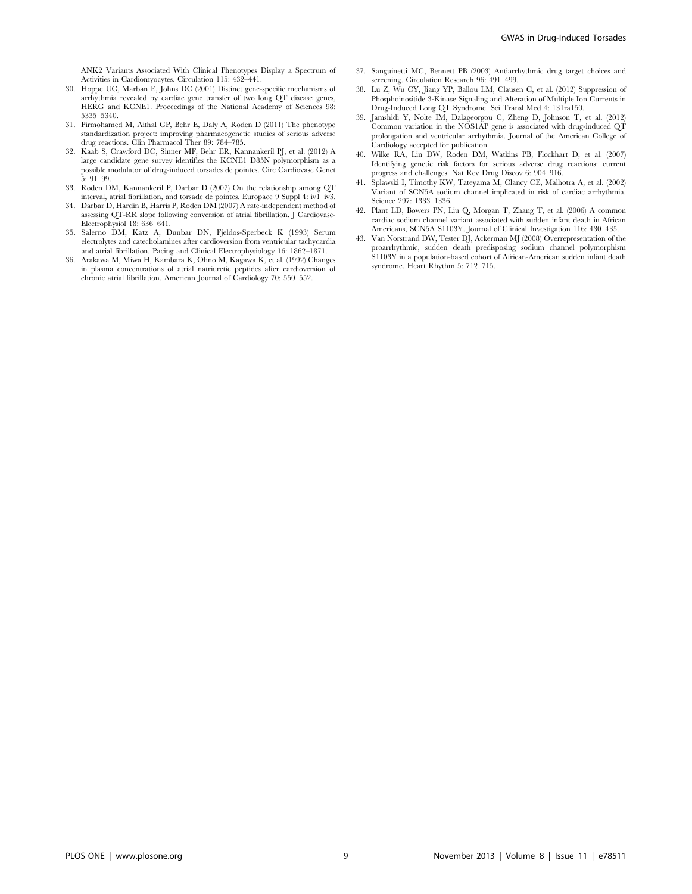ANK2 Variants Associated With Clinical Phenotypes Display a Spectrum of Activities in Cardiomyocytes. Circulation 115: 432–441.

30. Hoppe UC, Marban E, Johns DC (2001) Distinct gene-specific mechanisms of arrhythmia revealed by cardiac gene transfer of two long QT disease genes, HERG and KCNE1. Proceedings of the National Academy of Sciences 98: 5335–5340.
31. Pirmohamed M, Aithal GP, Behr E, Daly A, Roden D (2011) The phenotype standardization project: improving pharmacogenetic studies of serious adverse drug reactions. Clin Pharmacol Ther 89: 784–785.
32. Kaab S, Crawford DC, Sinner MF, Behr ER, Kannankeril PJ, et al. (2012) A large candidate gene survey identifies the KCNE1 D85N polymorphism as a possible modulator of drug-induced torsades de pointes. Circ Cardiovasc Genet 5: 91–99.
33. Roden DM, Kannankeril P, Darbar D (2007) On the relationship among QT interval, atrial fibrillation, and torsade de pointes. Europace 9 Suppl 4: iv1–iv3.
34. Darbar D, Hardin B, Harris P, Roden DM (2007) A rate-independent method of assessing QT-RR slope following conversion of atrial fibrillation. J Cardiovasc-Electrophysiol 18: 636–641.
35. Salerno DM, Katz A, Dunbar DN, Fjeldos-Sperbeck K (1993) Serum electrolytes and catecholamines after cardioversion from ventricular tachycardia and atrial fibrillation. Pacing and Clinical Electrophysiology 16: 1862–1871.
36. Arakawa M, Miwa H, Kambara K, Ohno M, Kagawa K, et al. (1992) Changes in plasma concentrations of atrial natriuretic peptides after cardioversion of chronic atrial fibrillation. American Journal of Cardiology 70: 550–552.
37. Sanguinetti MC, Bennett PB (2003) Antiarrhythmic drug target choices and screening. Circulation Research 96: 491–499.
38. Lu Z, Wu CY, Jiang YP, Ballou LM, Clausen C, et al. (2012) Suppression of Phosphoinositide 3-Kinase Signaling and Alteration of Multiple Ion Currents in Drug-Induced Long QT Syndrome. Sci Transl Med 4: 131ra150.
39. Jamshidi Y, Nolte IM, Dalageorgou C, Zheng D, Johnson T, et al. (2012) Common variation in the NOS1AP gene is associated with drug-induced QT prolongation and ventricular arrhythmia. Journal of the American College of Cardiology accepted for publication.
40. Wilke RA, Lin DW, Roden DM, Watkins PB, Flockhart D, et al. (2007) Identifying genetic risk factors for serious adverse drug reactions: current progress and challenges. Nat Rev Drug Discov 6: 904–916.
41. Splawski I, Timothy KW, Tateyama M, Clancy CE, Malhotra A, et al. (2002) Variant of SCN5A sodium channel implicated in risk of cardiac arrhythmia. Science 297: 1333–1336.
42. Plant LD, Bowers PN, Liu Q, Morgan T, Zhang T, et al. (2006) A common cardiac sodium channel variant associated with sudden infant death in African Americans, SCN5A S1103Y. Journal of Clinical Investigation 116: 430–435.
43. Van Norstrand DW, Tester DJ, Ackerman MJ (2008) Overrepresentation of the proarrhythmic, sudden death predisposing sodium channel polymorphism S1103Y in a population-based cohort of African-American sudden infant death syndrome. Heart Rhythm 5: 712–715.